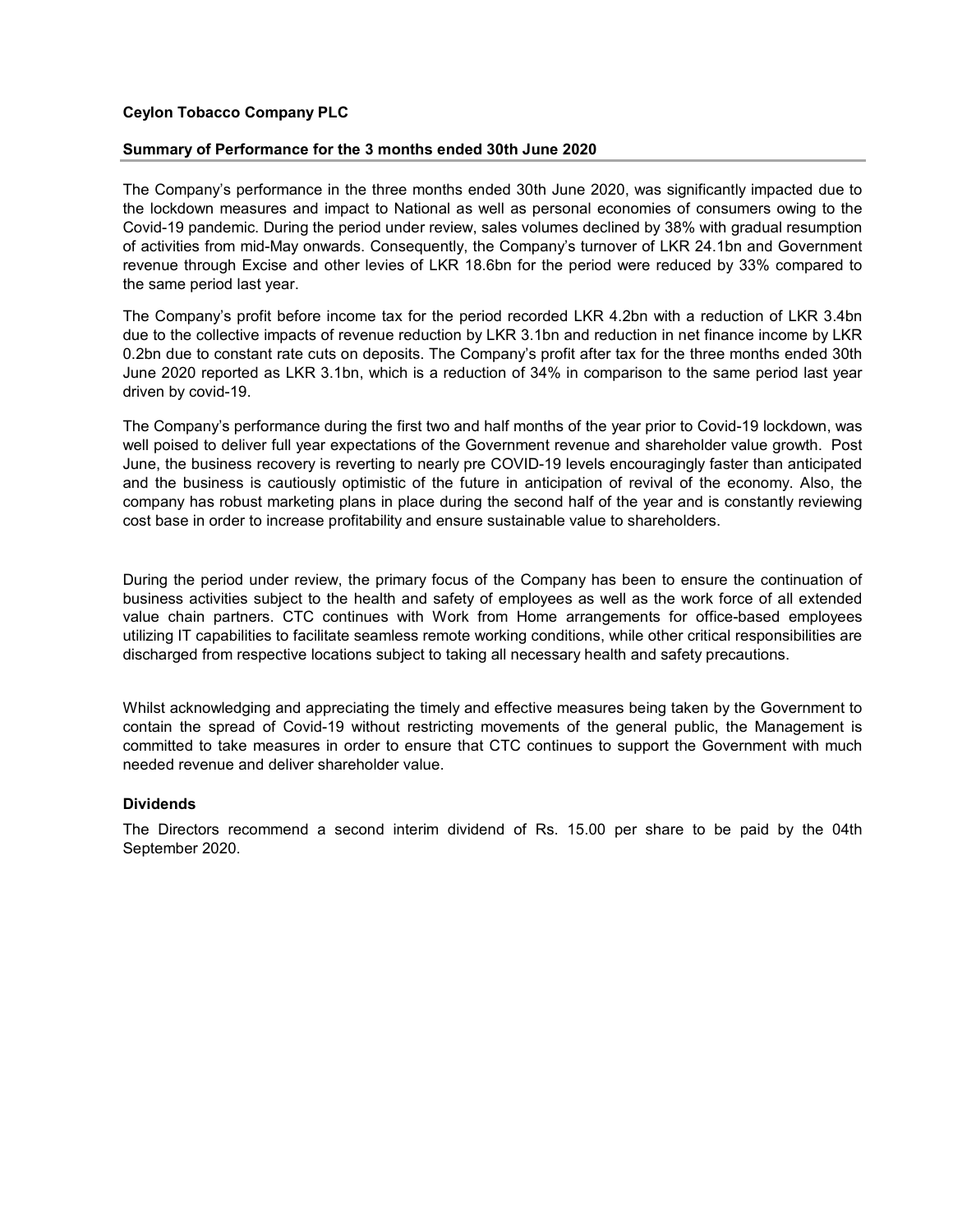**Ceylon Tobacco Company PLC**

**Summary of Performance for the 3 months ended 30th June 2020**

The Company's performance in the three months ended 30th June 2020, was significantly impacted due to the lockdown measures and impact to National as well as personal economies of consumers owing to the Covid-19 pandemic. During the period under review, sales volumes declined by 38% with gradual resumption of activities from mid-May onwards. Consequently, the Company's turnover of LKR 24.1bn and Government revenue through Excise and other levies of LKR 18.6bn for the period were reduced by 33% compared to the same period last year.

The Company's profit before income tax for the period recorded LKR 4.2bn with a reduction of LKR 3.4bn due to the collective impacts of revenue reduction by LKR 3.1bn and reduction in net finance income by LKR 0.2bn due to constant rate cuts on deposits. The Company's profit after tax for the three months ended 30th June 2020 reported as LKR 3.1bn, which is a reduction of 34% in comparison to the same period last year driven by covid-19.

The Company's performance during the first two and half months of the year prior to Covid-19 lockdown, was well poised to deliver full year expectations of the Government revenue and shareholder value growth. Post June, the business recovery is reverting to nearly pre COVID-19 levels encouragingly faster than anticipated and the business is cautiously optimistic of the future in anticipation of revival of the economy. Also, the company has robust marketing plans in place during the second half of the year and is constantly reviewing cost base in order to increase profitability and ensure sustainable value to shareholders.

During the period under review, the primary focus of the Company has been to ensure the continuation of business activities subject to the health and safety of employees as well as the work force of all extended value chain partners. CTC continues with Work from Home arrangements for office-based employees utilizing IT capabilities to facilitate seamless remote working conditions, while other critical responsibilities are discharged from respective locations subject to taking all necessary health and safety precautions.

Whilst acknowledging and appreciating the timely and effective measures being taken by the Government to contain the spread of Covid-19 without restricting movements of the general public, the Management is committed to take measures in order to ensure that CTC continues to support the Government with much needed revenue and deliver shareholder value.

**Dividends**

The Directors recommend a second interim dividend of Rs. 15.00 per share to be paid by the 04th September 2020.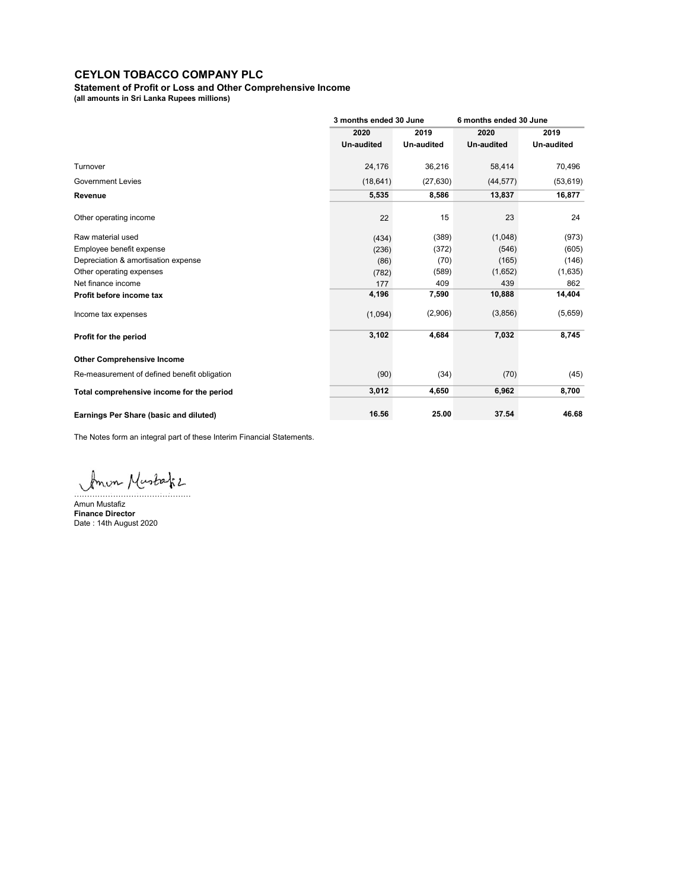**CEYLON TOBACCO COMPANY PLC**

**Statement of Profit or Loss and Other Comprehensive Income**

**(all amounts in Sri Lanka Rupees millions)**

| | 3 months ended 30 June | | 6 months ended 30 June | |
|---|---|---|---|---|
| | **2020** | **2019** | **2020** | **2019** |
| | **Un-audited** | **Un-audited** | **Un-audited** | **Un-audited** |
| Turnover | 24,176 | 36,216 | 58,414 | 70,496 |
| Government Levies | (18,641) | (27,630) | (44,577) | (53,619) |
| **Revenue** | **5,535** | **8,586** | **13,837** | **16,877** |
| Other operating income | 22 | 15 | 23 | 24 |
| Raw material used | (434) | (389) | (1,048) | (973) |
| Employee benefit expense | (236) | (372) | (546) | (605) |
| Depreciation & amortisation expense | (86) | (70) | (165) | (146) |
| Other operating expenses | (782) | (589) | (1,652) | (1,635) |
| Net finance income | 177 | 409 | 439 | 862 |
| **Profit before income tax** | **4,196** | **7,590** | **10,888** | **14,404** |
| Income tax expenses | (1,094) | (2,906) | (3,856) | (5,659) |
| **Profit for the period** | **3,102** | **4,684** | **7,032** | **8,745** |
| **Other Comprehensive Income** | | | | |
| Re-measurement of defined benefit obligation | (90) | (34) | (70) | (45) |
| **Total comprehensive income for the period** | **3,012** | **4,650** | **6,962** | **8,700** |
| **Earnings Per Share (basic and diluted)** | **16.56** | **25.00** | **37.54** | **46.68** |

The Notes form an integral part of these Interim Financial Statements.

............................................

Amun Mustafiz

**Finance Director**

Date : 14th August 2020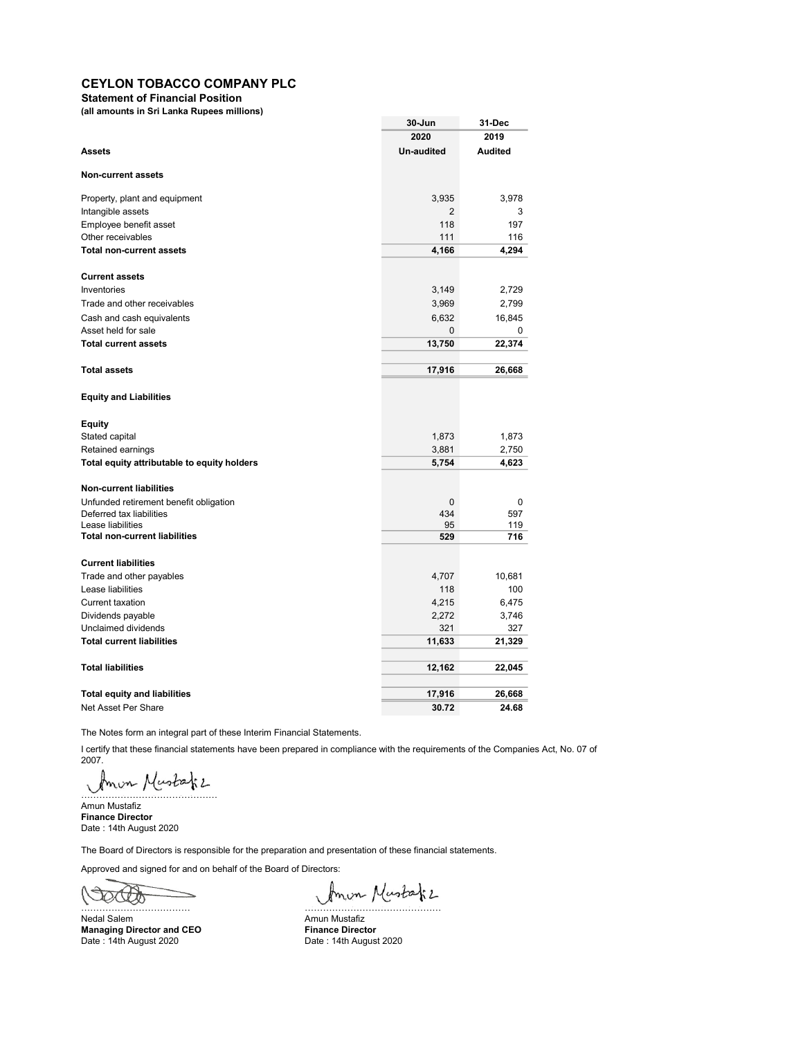# CEYLON TOBACCO COMPANY PLC

## Statement of Financial Position

**(all amounts in Sri Lanka Rupees millions)**

| | 30-Jun 2020 Un-audited | 31-Dec 2019 Audited |
|---|---|---|
| **Assets** | | |
| **Non-current assets** | | |
| Property, plant and equipment | 3,935 | 3,978 |
| Intangible assets | 2 | 3 |
| Employee benefit asset | 118 | 197 |
| Other receivables | 111 | 116 |
| **Total non-current assets** | **4,166** | **4,294** |
| **Current assets** | | |
| Inventories | 3,149 | 2,729 |
| Trade and other receivables | 3,969 | 2,799 |
| Cash and cash equivalents | 6,632 | 16,845 |
| Asset held for sale | 0 | 0 |
| **Total current assets** | **13,750** | **22,374** |
| **Total assets** | **17,916** | **26,668** |
| **Equity and Liabilities** | | |
| **Equity** | | |
| Stated capital | 1,873 | 1,873 |
| Retained earnings | 3,881 | 2,750 |
| **Total equity attributable to equity holders** | **5,754** | **4,623** |
| **Non-current liabilities** | | |
| Unfunded retirement benefit obligation | 0 | 0 |
| Deferred tax liabilities | 434 | 597 |
| Lease liabilities | 95 | 119 |
| **Total non-current liabilities** | **529** | **716** |
| **Current liabilities** | | |
| Trade and other payables | 4,707 | 10,681 |
| Lease liabilities | 118 | 100 |
| Current taxation | 4,215 | 6,475 |
| Dividends payable | 2,272 | 3,746 |
| Unclaimed dividends | 321 | 327 |
| **Total current liabilities** | **11,633** | **21,329** |
| **Total liabilities** | **12,162** | **22,045** |
| **Total equity and liabilities** | **17,916** | **26,668** |
| Net Asset Per Share | 30.72 | 24.68 |

The Notes form an integral part of these Interim Financial Statements.

I certify that these financial statements have been prepared in compliance with the requirements of the Companies Act, No. 07 of 2007.

……………………………………
Amun Mustafiz
**Finance Director**
Date : 14th August 2020

The Board of Directors is responsible for the preparation and presentation of these financial statements.

Approved and signed for and on behalf of the Board of Directors:

……………………………… 
Nedal Salem
**Managing Director and CEO**
Date : 14th August 2020

……………………………………
Amun Mustafiz
**Finance Director**
Date : 14th August 2020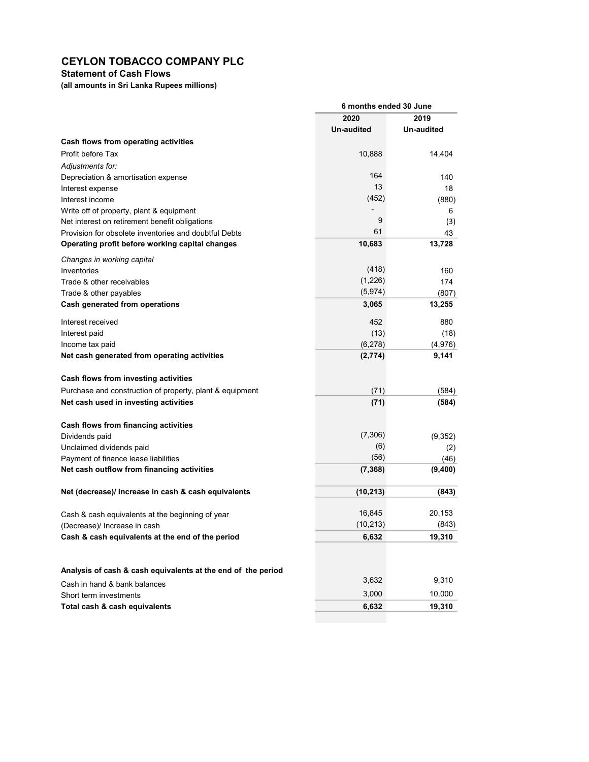# CEYLON TOBACCO COMPANY PLC

**Statement of Cash Flows**

**(all amounts in Sri Lanka Rupees millions)**

| | 6 months ended 30 June | |
|---|---|---|
| | **2020** | **2019** |
| | **Un-audited** | **Un-audited** |
| **Cash flows from operating activities** | | |
| Profit before Tax | 10,888 | 14,404 |
| *Adjustments for:* | | |
| Depreciation & amortisation expense | 164 | 140 |
| Interest expense | 13 | 18 |
| Interest income | (452) | (880) |
| Write off of property, plant & equipment | - | 6 |
| Net interest on retirement benefit obligations | 9 | (3) |
| Provision for obsolete inventories and doubtful Debts | 61 | 43 |
| **Operating profit before working capital changes** | **10,683** | **13,728** |
| *Changes in working capital* | | |
| Inventories | (418) | 160 |
| Trade & other receivables | (1,226) | 174 |
| Trade & other payables | (5,974) | (807) |
| **Cash generated from operations** | **3,065** | **13,255** |
| Interest received | 452 | 880 |
| Interest paid | (13) | (18) |
| Income tax paid | (6,278) | (4,976) |
| **Net cash generated from operating activities** | **(2,774)** | **9,141** |
| **Cash flows from investing activities** | | |
| Purchase and construction of property, plant & equipment | (71) | (584) |
| **Net cash used in investing activities** | **(71)** | **(584)** |
| **Cash flows from financing activities** | | |
| Dividends paid | (7,306) | (9,352) |
| Unclaimed dividends paid | (6) | (2) |
| Payment of finance lease liabilities | (56) | (46) |
| **Net cash outflow from financing activities** | **(7,368)** | **(9,400)** |
| **Net (decrease)/ increase in cash & cash equivalents** | **(10,213)** | **(843)** |
| Cash & cash equivalents at the beginning of year | 16,845 | 20,153 |
| (Decrease)/ Increase in cash | (10,213) | (843) |
| **Cash & cash equivalents at the end of the period** | **6,632** | **19,310** |
| **Analysis of cash & cash equivalents at the end of the period** | | |
| Cash in hand & bank balances | 3,632 | 9,310 |
| Short term investments | 3,000 | 10,000 |
| **Total cash & cash equivalents** | **6,632** | **19,310** |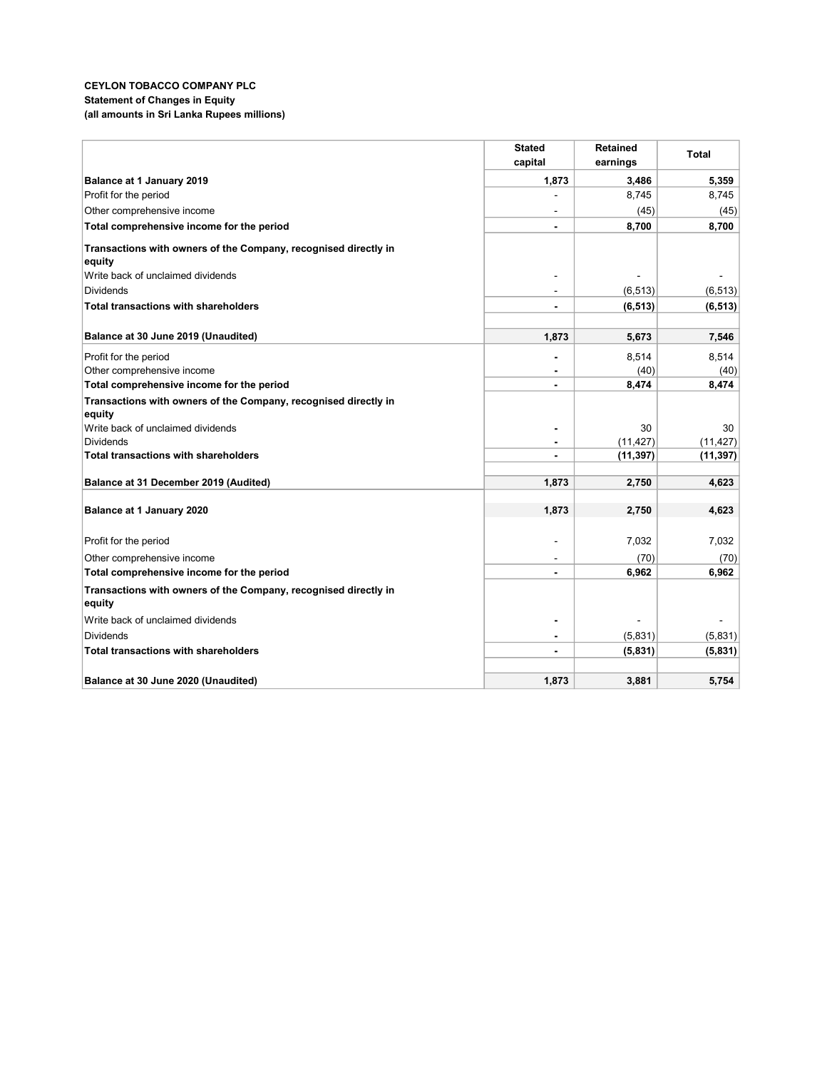**CEYLON TOBACCO COMPANY PLC**
**Statement of Changes in Equity**
**(all amounts in Sri Lanka Rupees millions)**

| | Stated capital | Retained earnings | Total |
|---|---|---|---|
| **Balance at 1 January 2019** | **1,873** | **3,486** | **5,359** |
| Profit for the period | - | 8,745 | 8,745 |
| Other comprehensive income | - | (45) | (45) |
| **Total comprehensive income for the period** | **-** | **8,700** | **8,700** |
| **Transactions with owners of the Company, recognised directly in equity** | | | |
| Write back of unclaimed dividends | - | - | - |
| Dividends | - | (6,513) | (6,513) |
| **Total transactions with shareholders** | **-** | **(6,513)** | **(6,513)** |
| **Balance at 30 June 2019 (Unaudited)** | **1,873** | **5,673** | **7,546** |
| Profit for the period | - | 8,514 | 8,514 |
| Other comprehensive income | - | (40) | (40) |
| **Total comprehensive income for the period** | **-** | **8,474** | **8,474** |
| **Transactions with owners of the Company, recognised directly in equity** | | | |
| Write back of unclaimed dividends | - | 30 | 30 |
| Dividends | - | (11,427) | (11,427) |
| **Total transactions with shareholders** | **-** | **(11,397)** | **(11,397)** |
| **Balance at 31 December 2019 (Audited)** | **1,873** | **2,750** | **4,623** |
| **Balance at 1 January 2020** | **1,873** | **2,750** | **4,623** |
| Profit for the period | - | 7,032 | 7,032 |
| Other comprehensive income | - | (70) | (70) |
| **Total comprehensive income for the period** | **-** | **6,962** | **6,962** |
| **Transactions with owners of the Company, recognised directly in equity** | | | |
| Write back of unclaimed dividends | - | - | - |
| Dividends | - | (5,831) | (5,831) |
| **Total transactions with shareholders** | **-** | **(5,831)** | **(5,831)** |
| **Balance at 30 June 2020 (Unaudited)** | **1,873** | **3,881** | **5,754** |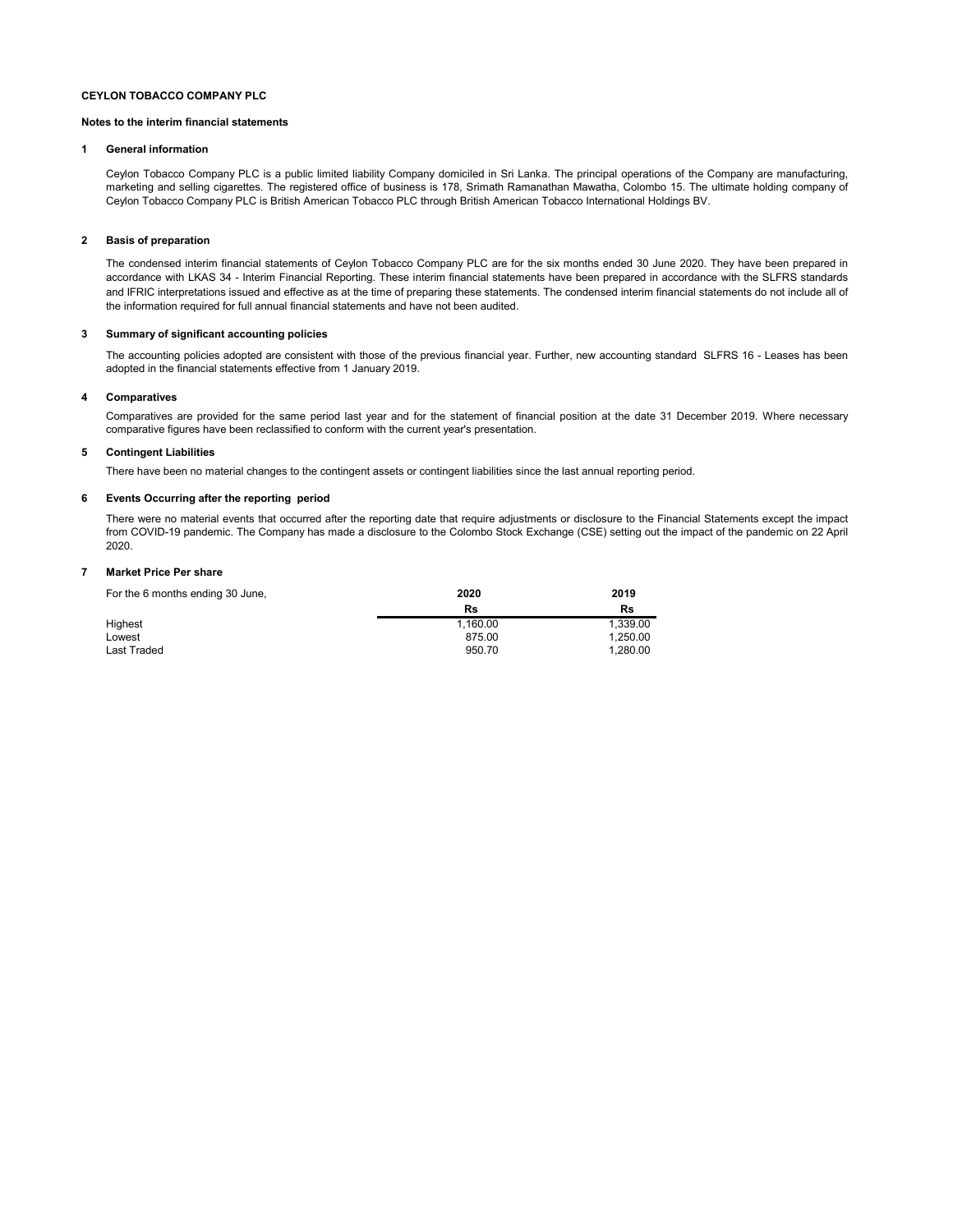**CEYLON TOBACCO COMPANY PLC**

**Notes to the interim financial statements**

## 1 General information

Ceylon Tobacco Company PLC is a public limited liability Company domiciled in Sri Lanka. The principal operations of the Company are manufacturing, marketing and selling cigarettes. The registered office of business is 178, Srimath Ramanathan Mawatha, Colombo 15. The ultimate holding company of Ceylon Tobacco Company PLC is British American Tobacco PLC through British American Tobacco International Holdings BV.

## 2 Basis of preparation

The condensed interim financial statements of Ceylon Tobacco Company PLC are for the six months ended 30 June 2020. They have been prepared in accordance with LKAS 34 - Interim Financial Reporting. These interim financial statements have been prepared in accordance with the SLFRS standards and IFRIC interpretations issued and effective as at the time of preparing these statements. The condensed interim financial statements do not include all of the information required for full annual financial statements and have not been audited.

## 3 Summary of significant accounting policies

The accounting policies adopted are consistent with those of the previous financial year. Further, new accounting standard SLFRS 16 - Leases has been adopted in the financial statements effective from 1 January 2019.

## 4 Comparatives

Comparatives are provided for the same period last year and for the statement of financial position at the date 31 December 2019. Where necessary comparative figures have been reclassified to conform with the current year's presentation.

## 5 Contingent Liabilities

There have been no material changes to the contingent assets or contingent liabilities since the last annual reporting period.

## 6 Events Occurring after the reporting period

There were no material events that occurred after the reporting date that require adjustments or disclosure to the Financial Statements except the impact from COVID-19 pandemic. The Company has made a disclosure to the Colombo Stock Exchange (CSE) setting out the impact of the pandemic on 22 April 2020.

## 7 Market Price Per share

| For the 6 months ending 30 June, | 2020 | 2019 |
|---|---|---|
| | Rs | Rs |
| Highest | 1,160.00 | 1,339.00 |
| Lowest | 875.00 | 1,250.00 |
| Last Traded | 950.70 | 1,280.00 |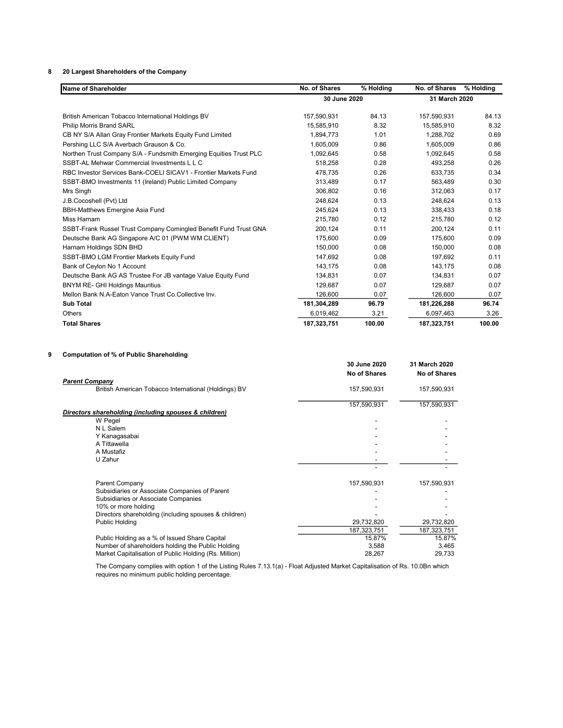## 8 20 Largest Shareholders of the Company

| Name of Shareholder | No. of Shares | % Holding | No. of Shares | % Holding |
|---|---|---|---|---|
| | 30 June 2020 | | 31 March 2020 | |
| British American Tobacco International Holdings BV | 157,590,931 | 84.13 | 157,590,931 | 84.13 |
| Philip Morris Brand SARL | 15,585,910 | 8.32 | 15,585,910 | 8.32 |
| CB NY S/A Allan Gray Frontier Markets Equity Fund Limited | 1,894,773 | 1.01 | 1,288,702 | 0.69 |
| Pershing LLC S/A Averbach Grauson & Co. | 1,605,009 | 0.86 | 1,605,009 | 0.86 |
| Northen Trust Company S/A - Fundsmith Emerging Equities Trust PLC | 1,092,645 | 0.58 | 1,092,645 | 0.58 |
| SSBT-AL Mehwar Commercial Investments L L C | 518,258 | 0.28 | 493,258 | 0.26 |
| RBC Investor Services Bank-COELI SICAV1 - Frontier Markets Fund | 478,735 | 0.26 | 633,735 | 0.34 |
| SSBT-BMO Investments 11 (Ireland) Public Limited Company | 313,489 | 0.17 | 563,489 | 0.30 |
| Mrs Singh | 306,802 | 0.16 | 312,063 | 0.17 |
| J.B.Cocoshell (Pvt) Ltd | 248,624 | 0.13 | 248,624 | 0.13 |
| BBH-Matthews Emergine Asia Fund | 245,624 | 0.13 | 338,433 | 0.18 |
| Miss Harnam | 215,780 | 0.12 | 215,780 | 0.12 |
| SSBT-Frank Russel Trust Company Comingled Benefit Fund Trust GNA | 200,124 | 0.11 | 200,124 | 0.11 |
| Deutsche Bank AG Singapore A/C 01 (PWM WM CLIENT) | 175,600 | 0.09 | 175,600 | 0.09 |
| Harnam Holdings SDN BHD | 150,000 | 0.08 | 150,000 | 0.08 |
| SSBT-BMO LGM Frontier Markets Equity Fund | 147,692 | 0.08 | 197,692 | 0.11 |
| Bank of Ceylon No 1 Account | 143,175 | 0.08 | 143,175 | 0.08 |
| Deutsche Bank AG AS Trustee For JB vantage Value Equity Fund | 134,831 | 0.07 | 134,831 | 0.07 |
| BNYM RE- GHI Holdings Mauritius | 129,687 | 0.07 | 129,687 | 0.07 |
| Mellon Bank N.A-Eaton Vance Trust Co.Collective Inv. | 126,600 | 0.07 | 126,600 | 0.07 |
| **Sub Total** | **181,304,289** | **96.79** | **181,226,288** | **96.74** |
| Others | 6,019,462 | 3.21 | 6,097,463 | 3.26 |
| **Total Shares** | **187,323,751** | **100.00** | **187,323,751** | **100.00** |

## 9 Computation of % of Public Shareholding

| | 30 June 2020 No of Shares | 31 March 2020 No of Shares |
|---|---|---|
| ***Parent Company*** | | |
| British American Tobacco International (Holdings) BV | 157,590,931 | 157,590,931 |
| | 157,590,931 | 157,590,931 |
| ***Directors shareholding (including spouses & children)*** | | |
| W Pegel | - | - |
| N L Salem | - | - |
| Y Kanagasabai | - | - |
| A Tittawella | - | - |
| A Mustafiz | - | - |
| U Zahur | - | - |
| | - | - |
| Parent Company | 157,590,931 | 157,590,931 |
| Subsidiaries or Associate Companies of Parent | - | - |
| Subsidiaries or Associate Companies | - | - |
| 10% or more holding | - | - |
| Directors shareholding (including spouses & children) | - | - |
| Public Holding | 29,732,820 | 29,732,820 |
| | 187,323,751 | 187,323,751 |
| Public Holding as a % of Issued Share Capital | 15.87% | 15.87% |
| Number of shareholders holding the Public Holding | 3,588 | 3,465 |
| Market Capitalisation of Public Holding (Rs. Million) | 28,267 | 29,733 |

The Company complies with option 1 of the Listing Rules 7.13.1(a) - Float Adjusted Market Capitalisation of Rs. 10.0Bn which requires no minimum public holding percentage.